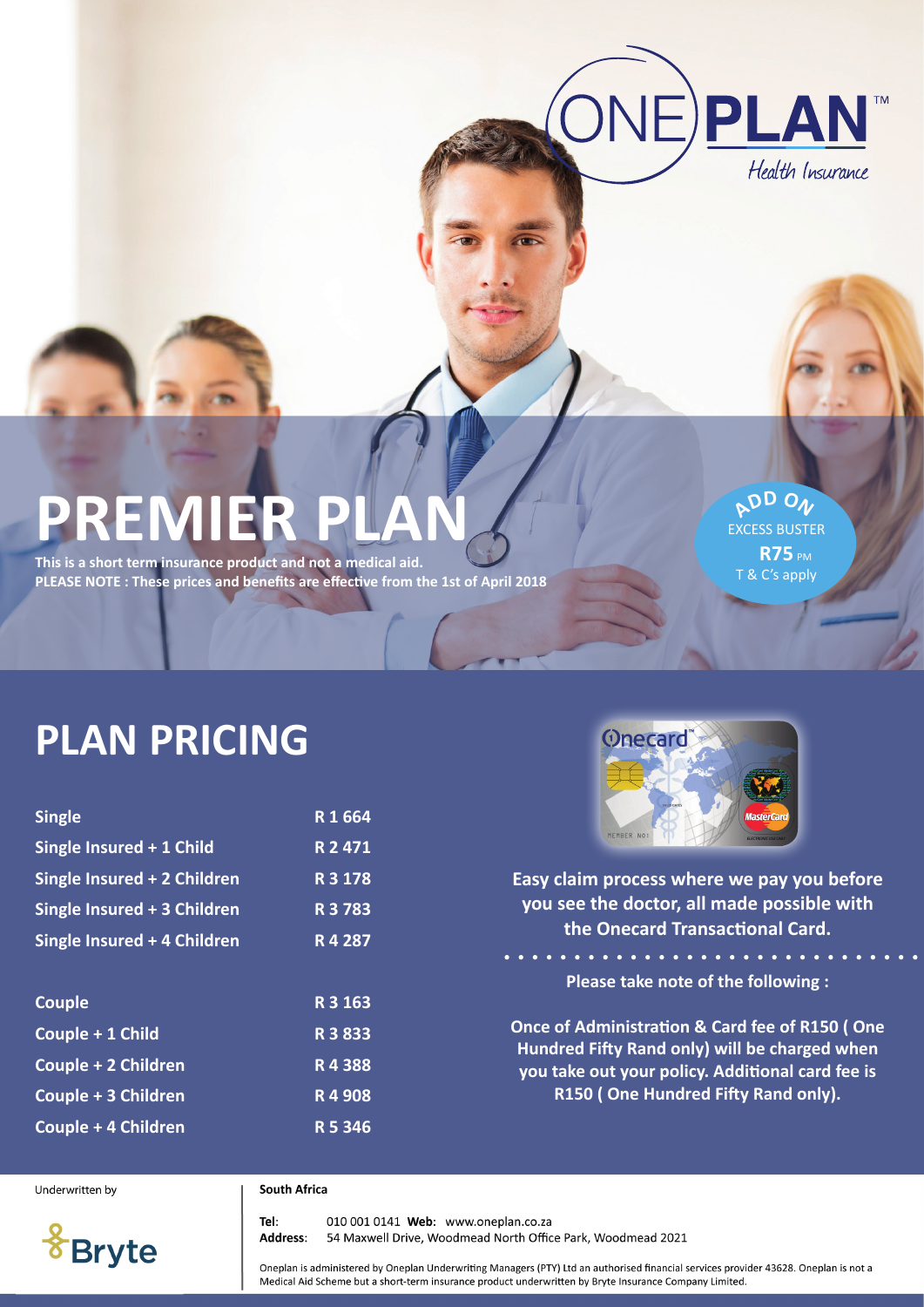ONE PLAN™

Health Insurance

# PREMIER PLAN

**This is a short term insurance product and not a medical aid.**
**PLEASE NOTE : These prices and benefits are effective from the 1st of April 2018**

ADD ON
EXCESS BUSTER
**R75** PM
T & C's apply

## PLAN PRICING

| | |
|---|---|
| **Single** | **R 1 664** |
| **Single Insured + 1 Child** | **R 2 471** |
| **Single Insured + 2 Children** | **R 3 178** |
| **Single Insured + 3 Children** | **R 3 783** |
| **Single Insured + 4 Children** | **R 4 287** |
| **Couple** | **R 3 163** |
| **Couple + 1 Child** | **R 3 833** |
| **Couple + 2 Children** | **R 4 388** |
| **Couple + 3 Children** | **R 4 908** |
| **Couple + 4 Children** | **R 5 346** |

**Easy claim process where we pay you before you see the doctor, all made possible with the Onecard Transactional Card.**

**Please take note of the following :**

**Once of Administration & Card fee of R150 ( One Hundred Fifty Rand only) will be charged when you take out your policy. Additional card fee is R150 ( One Hundred Fifty Rand only).**

Underwritten by

Bryte

**South Africa**

**Tel**: 010 001 0141 **Web:** www.oneplan.co.za
**Address**: 54 Maxwell Drive, Woodmead North Office Park, Woodmead 2021

Oneplan is administered by Oneplan Underwriting Managers (PTY) Ltd an authorised financial services provider 43628. Oneplan is not a Medical Aid Scheme but a short-term insurance product underwritten by Bryte Insurance Company Limited.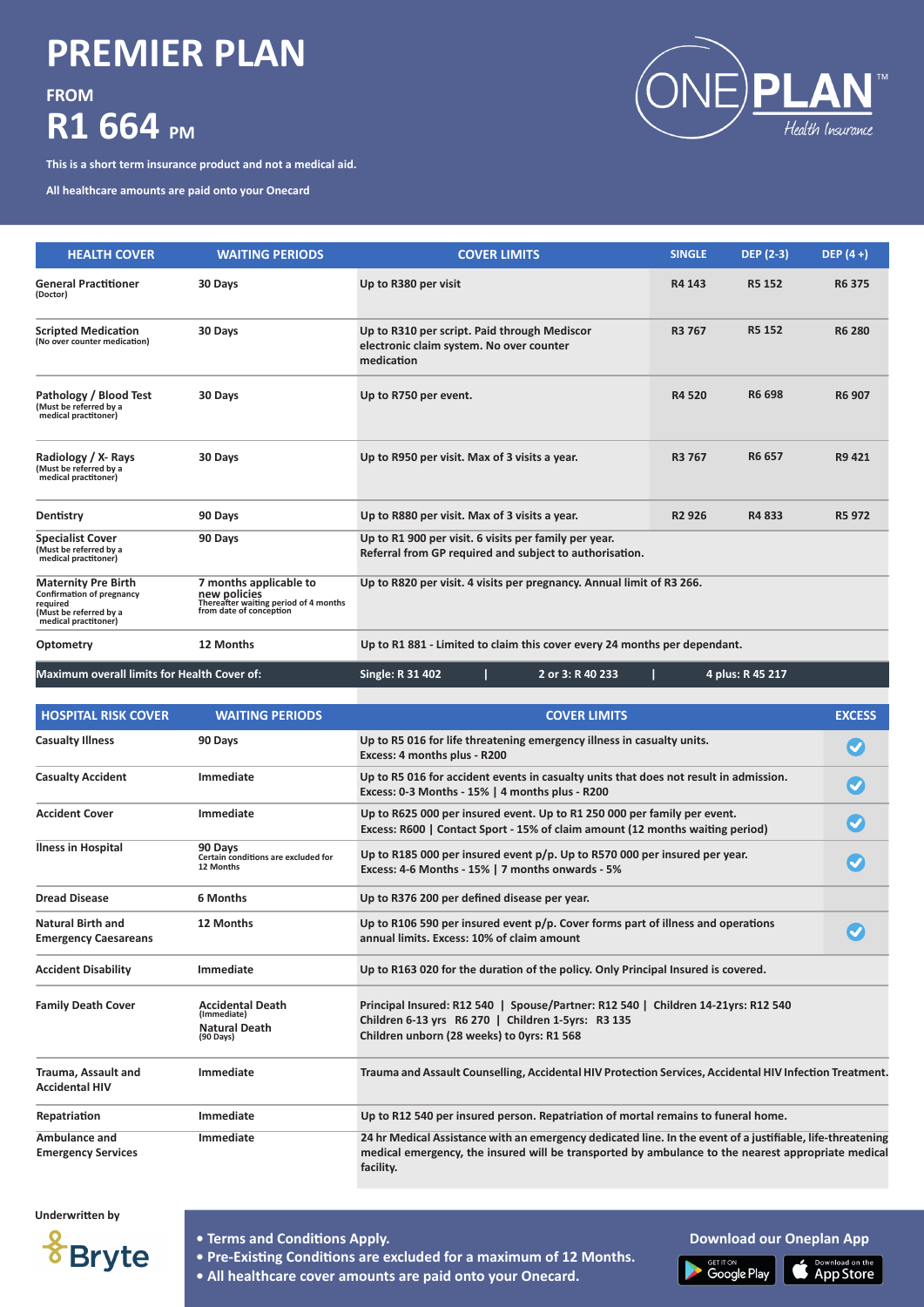# PREMIER PLAN

**FROM**

# R1 664 PM

**This is a short term insurance product and not a medical aid.**

**All healthcare amounts are paid onto your Onecard**

ONEPLAN™ Health Insurance

| HEALTH COVER | WAITING PERIODS | COVER LIMITS | SINGLE | DEP (2-3) | DEP (4 +) |
|---|---|---|---|---|---|
| **General Practitioner** (Doctor) | 30 Days | Up to R380 per visit | R4 143 | R5 152 | R6 375 |
| **Scripted Medication** (No over counter medication) | 30 Days | Up to R310 per script. Paid through Mediscor electronic claim system. No over counter medication | R3 767 | R5 152 | R6 280 |
| **Pathology / Blood Test** (Must be referred by a medical practitoner) | 30 Days | Up to R750 per event. | R4 520 | R6 698 | R6 907 |
| **Radiology / X- Rays** (Must be referred by a medical practitoner) | 30 Days | Up to R950 per visit. Max of 3 visits a year. | R3 767 | R6 657 | R9 421 |
| **Dentistry** | 90 Days | Up to R880 per visit. Max of 3 visits a year. | R2 926 | R4 833 | R5 972 |
| **Specialist Cover** (Must be referred by a medical practitoner) | 90 Days | Up to R1 900 per visit. 6 visits per family per year. Referral from GP required and subject to authorisation. | | | |
| **Maternity Pre Birth** Confirmation of pregnancy required (Must be referred by a medical practitoner) | 7 months applicable to new policies. Thereafter waiting period of 4 months from date of conception | Up to R820 per visit. 4 visits per pregnancy. Annual limit of R3 266. | | | |
| **Optometry** | 12 Months | Up to R1 881 - Limited to claim this cover every 24 months per dependant. | | | |
| **Maximum overall limits for Health Cover of:** | | Single: R 31 402 \| 2 or 3: R 40 233 \| 4 plus: R 45 217 | | | |

| HOSPITAL RISK COVER | WAITING PERIODS | COVER LIMITS | EXCESS |
|---|---|---|---|
| **Casualty Illness** | 90 Days | Up to R5 016 for life threatening emergency illness in casualty units. Excess: 4 months plus - R200 | ✓ |
| **Casualty Accident** | Immediate | Up to R5 016 for accident events in casualty units that does not result in admission. Excess: 0-3 Months - 15% \| 4 months plus - R200 | ✓ |
| **Accident Cover** | Immediate | Up to R625 000 per insured event. Up to R1 250 000 per family per event. Excess: R600 \| Contact Sport - 15% of claim amount (12 months waiting period) | ✓ |
| **Ilness in Hospital** | 90 Days. Certain conditions are excluded for 12 Months | Up to R185 000 per insured event p/p. Up to R570 000 per insured per year. Excess: 4-6 Months - 15% \| 7 months onwards - 5% | ✓ |
| **Dread Disease** | 6 Months | Up to R376 200 per defined disease per year. | |
| **Natural Birth and Emergency Caesareans** | 12 Months | Up to R106 590 per insured event p/p. Cover forms part of illness and operations annual limits. Excess: 10% of claim amount | ✓ |
| **Accident Disability** | Immediate | Up to R163 020 for the duration of the policy. Only Principal Insured is covered. | |
| **Family Death Cover** | Accidental Death (Immediate) Natural Death (90 Days) | Principal Insured: R12 540 \| Spouse/Partner: R12 540 \| Children 14-21yrs: R12 540 Children 6-13 yrs R6 270 \| Children 1-5yrs: R3 135 Children unborn (28 weeks) to 0yrs: R1 568 | |
| **Trauma, Assault and Accidental HIV** | Immediate | Trauma and Assault Counselling, Accidental HIV Protection Services, Accidental HIV Infection Treatment. | |
| **Repatriation** | Immediate | Up to R12 540 per insured person. Repatriation of mortal remains to funeral home. | |
| **Ambulance and Emergency Services** | Immediate | 24 hr Medical Assistance with an emergency dedicated line. In the event of a justifiable, life-threatening medical emergency, the insured will be transported by ambulance to the nearest appropriate medical facility. | |

Underwritten by Bryte

- **Terms and Conditions Apply.**
- **Pre-Existing Conditions are excluded for a maximum of 12 Months.**
- **All healthcare cover amounts are paid onto your Onecard.**

**Download our Oneplan App**

GET IT ON Google Play | Download on the App Store